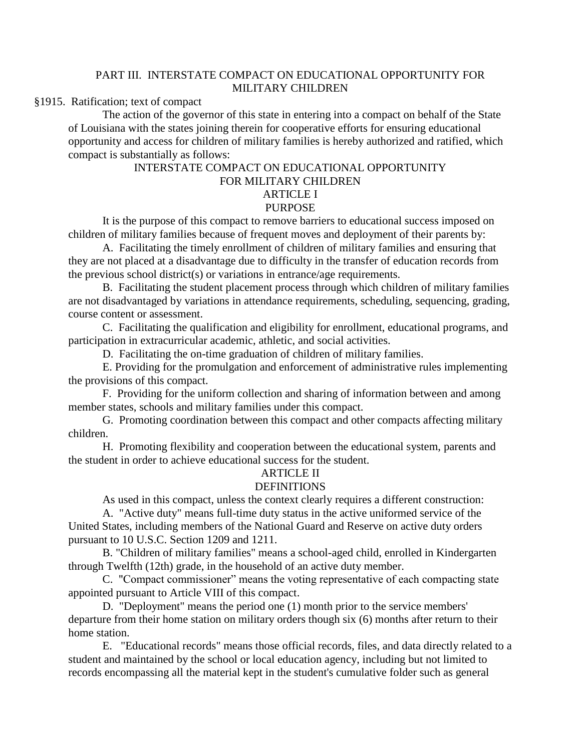## PART III. INTERSTATE COMPACT ON EDUCATIONAL OPPORTUNITY FOR MILITARY CHILDREN

§1915. Ratification; text of compact

The action of the governor of this state in entering into a compact on behalf of the State of Louisiana with the states joining therein for cooperative efforts for ensuring educational opportunity and access for children of military families is hereby authorized and ratified, which compact is substantially as follows:

### INTERSTATE COMPACT ON EDUCATIONAL OPPORTUNITY FOR MILITARY CHILDREN

### ARTICLE I
### PURPOSE

It is the purpose of this compact to remove barriers to educational success imposed on children of military families because of frequent moves and deployment of their parents by:

A. Facilitating the timely enrollment of children of military families and ensuring that they are not placed at a disadvantage due to difficulty in the transfer of education records from the previous school district(s) or variations in entrance/age requirements.

B. Facilitating the student placement process through which children of military families are not disadvantaged by variations in attendance requirements, scheduling, sequencing, grading, course content or assessment.

C. Facilitating the qualification and eligibility for enrollment, educational programs, and participation in extracurricular academic, athletic, and social activities.

D. Facilitating the on-time graduation of children of military families.

E. Providing for the promulgation and enforcement of administrative rules implementing the provisions of this compact.

F. Providing for the uniform collection and sharing of information between and among member states, schools and military families under this compact.

G. Promoting coordination between this compact and other compacts affecting military children.

H. Promoting flexibility and cooperation between the educational system, parents and the student in order to achieve educational success for the student.

### ARTICLE II
### DEFINITIONS

As used in this compact, unless the context clearly requires a different construction:

A. "Active duty" means full-time duty status in the active uniformed service of the United States, including members of the National Guard and Reserve on active duty orders pursuant to 10 U.S.C. Section 1209 and 1211.

B. "Children of military families" means a school-aged child, enrolled in Kindergarten through Twelfth (12th) grade, in the household of an active duty member.

C. "Compact commissioner" means the voting representative of each compacting state appointed pursuant to Article VIII of this compact.

D. "Deployment" means the period one (1) month prior to the service members' departure from their home station on military orders though six (6) months after return to their home station.

E. "Educational records" means those official records, files, and data directly related to a student and maintained by the school or local education agency, including but not limited to records encompassing all the material kept in the student's cumulative folder such as general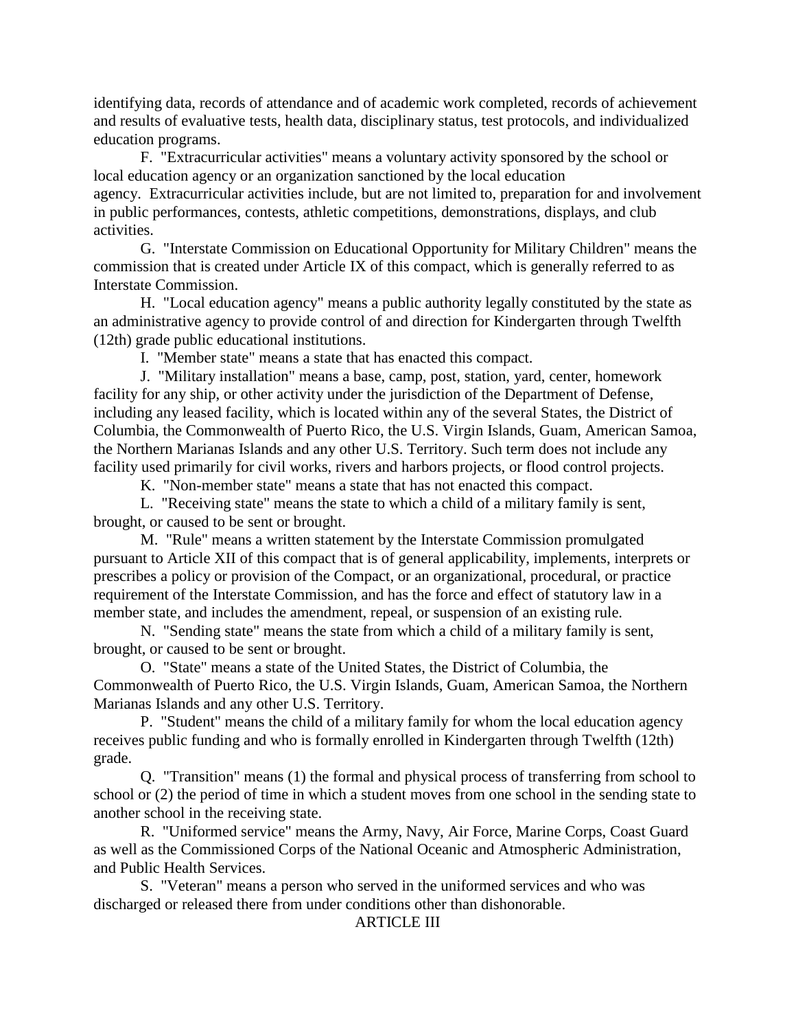identifying data, records of attendance and of academic work completed, records of achievement and results of evaluative tests, health data, disciplinary status, test protocols, and individualized education programs.

F. "Extracurricular activities" means a voluntary activity sponsored by the school or local education agency or an organization sanctioned by the local education agency. Extracurricular activities include, but are not limited to, preparation for and involvement in public performances, contests, athletic competitions, demonstrations, displays, and club activities.

G. "Interstate Commission on Educational Opportunity for Military Children" means the commission that is created under Article IX of this compact, which is generally referred to as Interstate Commission.

H. "Local education agency" means a public authority legally constituted by the state as an administrative agency to provide control of and direction for Kindergarten through Twelfth (12th) grade public educational institutions.

I. "Member state" means a state that has enacted this compact.

J. "Military installation" means a base, camp, post, station, yard, center, homework facility for any ship, or other activity under the jurisdiction of the Department of Defense, including any leased facility, which is located within any of the several States, the District of Columbia, the Commonwealth of Puerto Rico, the U.S. Virgin Islands, Guam, American Samoa, the Northern Marianas Islands and any other U.S. Territory. Such term does not include any facility used primarily for civil works, rivers and harbors projects, or flood control projects.

K. "Non-member state" means a state that has not enacted this compact.

L. "Receiving state" means the state to which a child of a military family is sent, brought, or caused to be sent or brought.

M. "Rule" means a written statement by the Interstate Commission promulgated pursuant to Article XII of this compact that is of general applicability, implements, interprets or prescribes a policy or provision of the Compact, or an organizational, procedural, or practice requirement of the Interstate Commission, and has the force and effect of statutory law in a member state, and includes the amendment, repeal, or suspension of an existing rule.

N. "Sending state" means the state from which a child of a military family is sent, brought, or caused to be sent or brought.

O. "State" means a state of the United States, the District of Columbia, the Commonwealth of Puerto Rico, the U.S. Virgin Islands, Guam, American Samoa, the Northern Marianas Islands and any other U.S. Territory.

P. "Student" means the child of a military family for whom the local education agency receives public funding and who is formally enrolled in Kindergarten through Twelfth (12th) grade.

Q. "Transition" means (1) the formal and physical process of transferring from school to school or (2) the period of time in which a student moves from one school in the sending state to another school in the receiving state.

R. "Uniformed service" means the Army, Navy, Air Force, Marine Corps, Coast Guard as well as the Commissioned Corps of the National Oceanic and Atmospheric Administration, and Public Health Services.

S. "Veteran" means a person who served in the uniformed services and who was discharged or released there from under conditions other than dishonorable.

ARTICLE III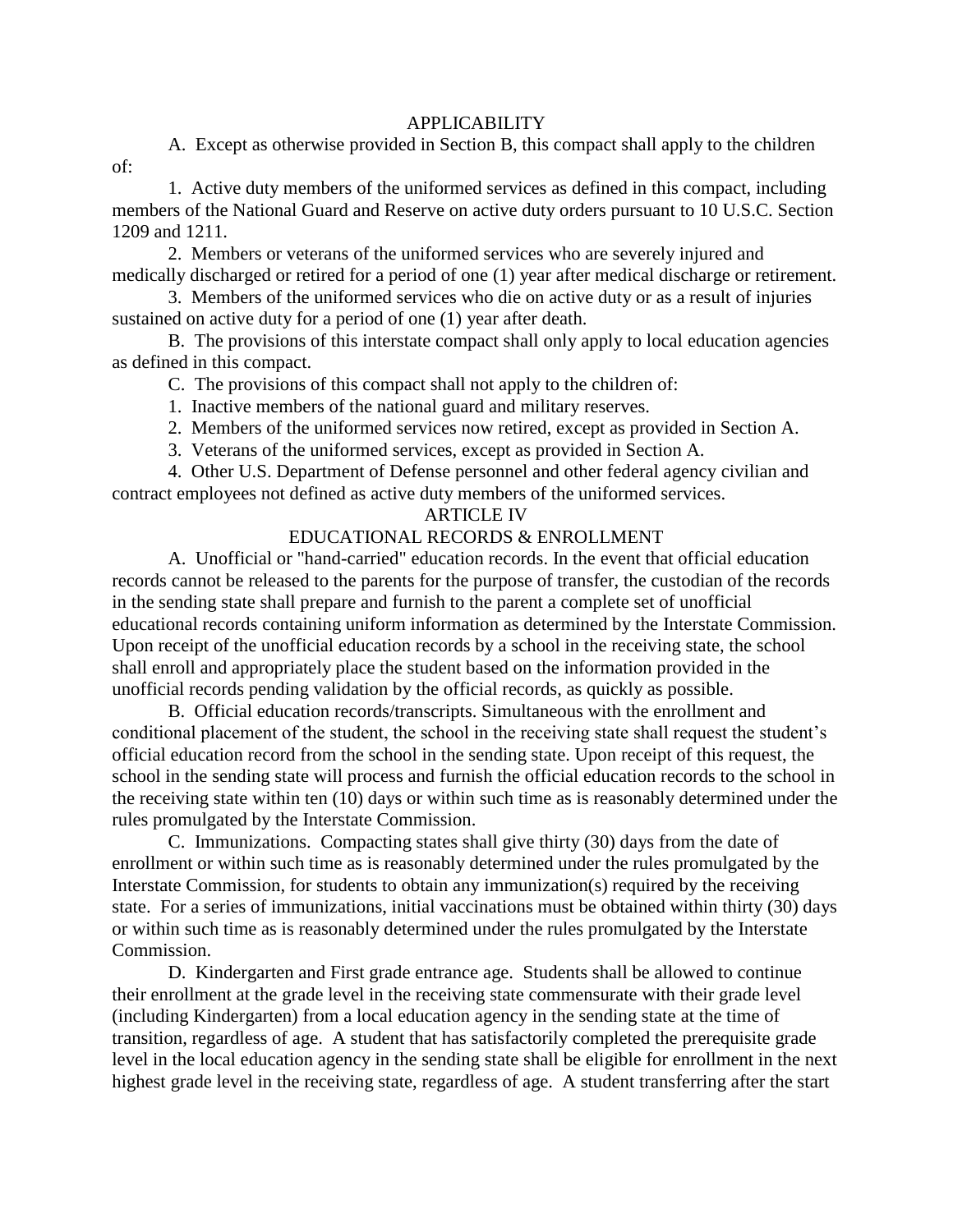## APPLICABILITY

A. Except as otherwise provided in Section B, this compact shall apply to the children of:

1. Active duty members of the uniformed services as defined in this compact, including members of the National Guard and Reserve on active duty orders pursuant to 10 U.S.C. Section 1209 and 1211.

2. Members or veterans of the uniformed services who are severely injured and medically discharged or retired for a period of one (1) year after medical discharge or retirement.

3. Members of the uniformed services who die on active duty or as a result of injuries sustained on active duty for a period of one (1) year after death.

B. The provisions of this interstate compact shall only apply to local education agencies as defined in this compact.

C. The provisions of this compact shall not apply to the children of:

1. Inactive members of the national guard and military reserves.

2. Members of the uniformed services now retired, except as provided in Section A.

3. Veterans of the uniformed services, except as provided in Section A.

4. Other U.S. Department of Defense personnel and other federal agency civilian and contract employees not defined as active duty members of the uniformed services.

## ARTICLE IV

## EDUCATIONAL RECORDS & ENROLLMENT

A. Unofficial or "hand-carried" education records. In the event that official education records cannot be released to the parents for the purpose of transfer, the custodian of the records in the sending state shall prepare and furnish to the parent a complete set of unofficial educational records containing uniform information as determined by the Interstate Commission. Upon receipt of the unofficial education records by a school in the receiving state, the school shall enroll and appropriately place the student based on the information provided in the unofficial records pending validation by the official records, as quickly as possible.

B. Official education records/transcripts. Simultaneous with the enrollment and conditional placement of the student, the school in the receiving state shall request the student's official education record from the school in the sending state. Upon receipt of this request, the school in the sending state will process and furnish the official education records to the school in the receiving state within ten (10) days or within such time as is reasonably determined under the rules promulgated by the Interstate Commission.

C. Immunizations. Compacting states shall give thirty (30) days from the date of enrollment or within such time as is reasonably determined under the rules promulgated by the Interstate Commission, for students to obtain any immunization(s) required by the receiving state. For a series of immunizations, initial vaccinations must be obtained within thirty (30) days or within such time as is reasonably determined under the rules promulgated by the Interstate Commission.

D. Kindergarten and First grade entrance age. Students shall be allowed to continue their enrollment at the grade level in the receiving state commensurate with their grade level (including Kindergarten) from a local education agency in the sending state at the time of transition, regardless of age. A student that has satisfactorily completed the prerequisite grade level in the local education agency in the sending state shall be eligible for enrollment in the next highest grade level in the receiving state, regardless of age. A student transferring after the start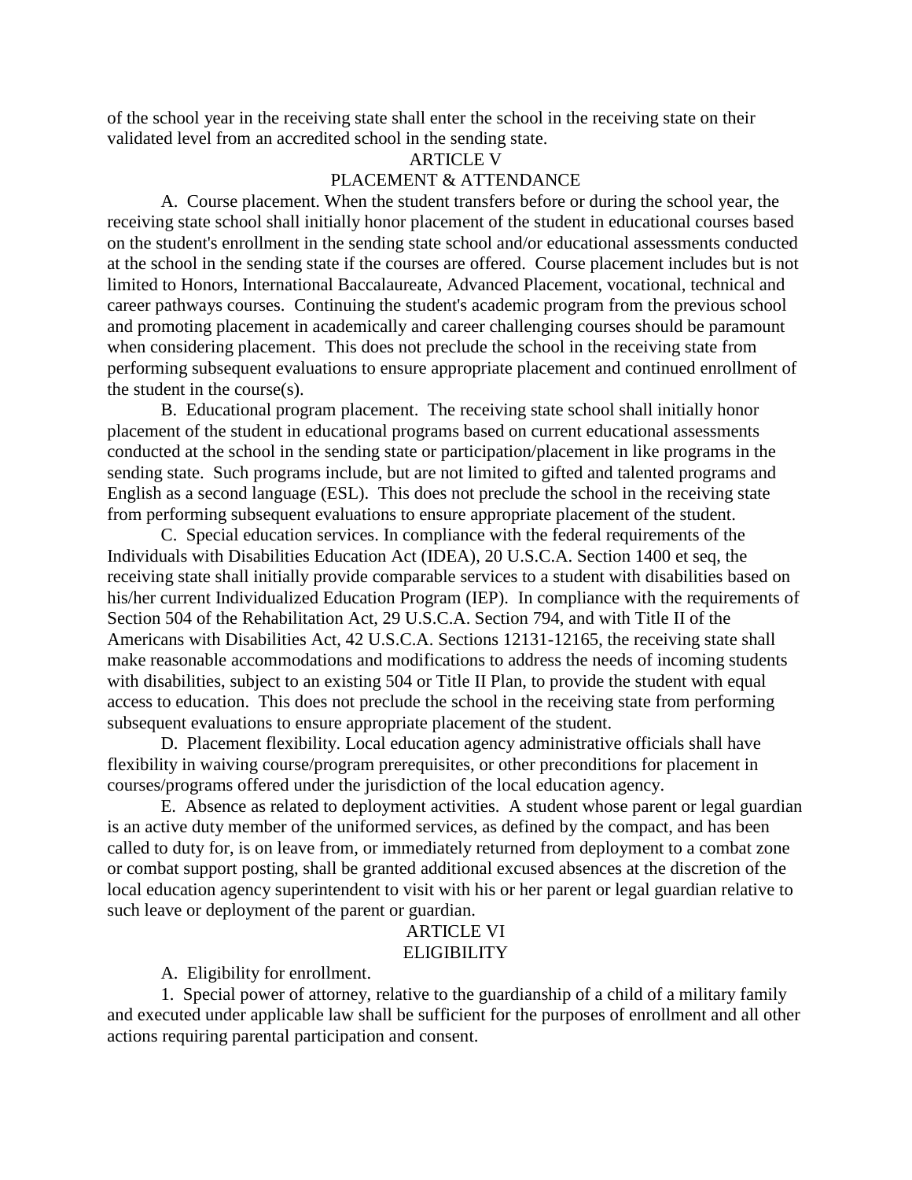of the school year in the receiving state shall enter the school in the receiving state on their validated level from an accredited school in the sending state.

## ARTICLE V
## PLACEMENT & ATTENDANCE

A. Course placement. When the student transfers before or during the school year, the receiving state school shall initially honor placement of the student in educational courses based on the student's enrollment in the sending state school and/or educational assessments conducted at the school in the sending state if the courses are offered. Course placement includes but is not limited to Honors, International Baccalaureate, Advanced Placement, vocational, technical and career pathways courses. Continuing the student's academic program from the previous school and promoting placement in academically and career challenging courses should be paramount when considering placement. This does not preclude the school in the receiving state from performing subsequent evaluations to ensure appropriate placement and continued enrollment of the student in the course(s).

B. Educational program placement. The receiving state school shall initially honor placement of the student in educational programs based on current educational assessments conducted at the school in the sending state or participation/placement in like programs in the sending state. Such programs include, but are not limited to gifted and talented programs and English as a second language (ESL). This does not preclude the school in the receiving state from performing subsequent evaluations to ensure appropriate placement of the student.

C. Special education services. In compliance with the federal requirements of the Individuals with Disabilities Education Act (IDEA), 20 U.S.C.A. Section 1400 et seq, the receiving state shall initially provide comparable services to a student with disabilities based on his/her current Individualized Education Program (IEP). In compliance with the requirements of Section 504 of the Rehabilitation Act, 29 U.S.C.A. Section 794, and with Title II of the Americans with Disabilities Act, 42 U.S.C.A. Sections 12131-12165, the receiving state shall make reasonable accommodations and modifications to address the needs of incoming students with disabilities, subject to an existing 504 or Title II Plan, to provide the student with equal access to education. This does not preclude the school in the receiving state from performing subsequent evaluations to ensure appropriate placement of the student.

D. Placement flexibility. Local education agency administrative officials shall have flexibility in waiving course/program prerequisites, or other preconditions for placement in courses/programs offered under the jurisdiction of the local education agency.

E. Absence as related to deployment activities. A student whose parent or legal guardian is an active duty member of the uniformed services, as defined by the compact, and has been called to duty for, is on leave from, or immediately returned from deployment to a combat zone or combat support posting, shall be granted additional excused absences at the discretion of the local education agency superintendent to visit with his or her parent or legal guardian relative to such leave or deployment of the parent or guardian.

## ARTICLE VI
## ELIGIBILITY

A. Eligibility for enrollment.

1. Special power of attorney, relative to the guardianship of a child of a military family and executed under applicable law shall be sufficient for the purposes of enrollment and all other actions requiring parental participation and consent.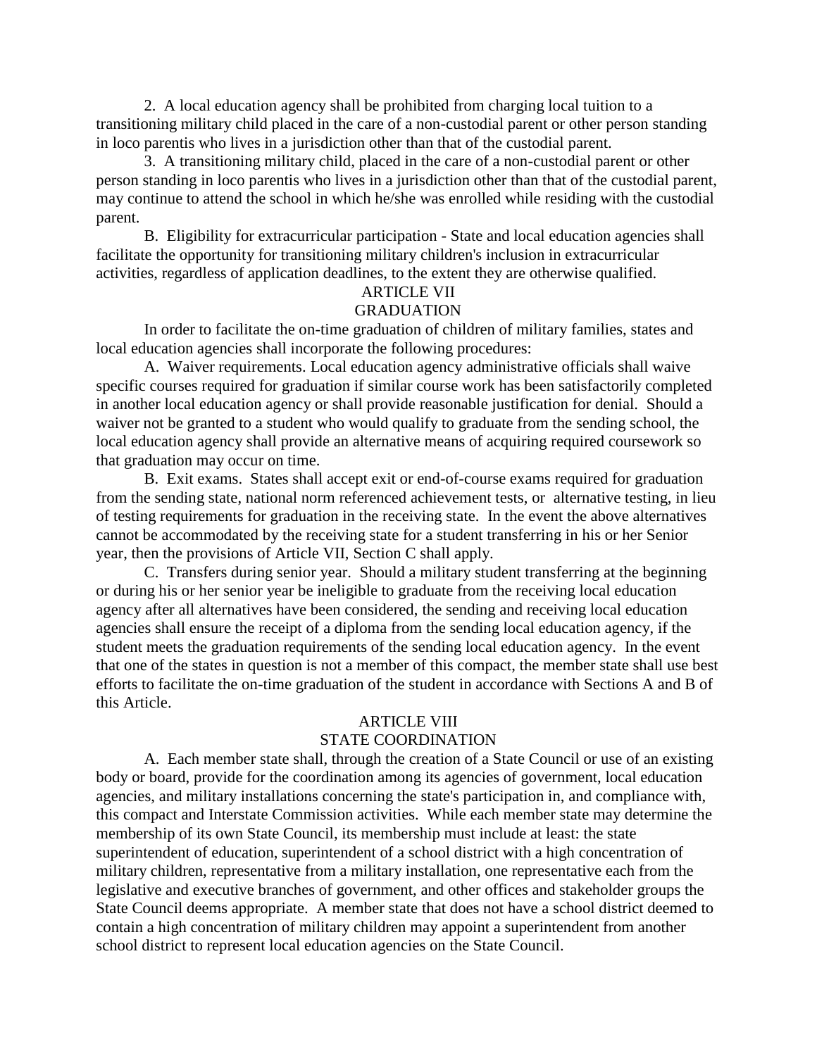2. A local education agency shall be prohibited from charging local tuition to a transitioning military child placed in the care of a non-custodial parent or other person standing in loco parentis who lives in a jurisdiction other than that of the custodial parent.

3. A transitioning military child, placed in the care of a non-custodial parent or other person standing in loco parentis who lives in a jurisdiction other than that of the custodial parent, may continue to attend the school in which he/she was enrolled while residing with the custodial parent.

B. Eligibility for extracurricular participation - State and local education agencies shall facilitate the opportunity for transitioning military children's inclusion in extracurricular activities, regardless of application deadlines, to the extent they are otherwise qualified.

## ARTICLE VII
## GRADUATION

In order to facilitate the on-time graduation of children of military families, states and local education agencies shall incorporate the following procedures:

A. Waiver requirements. Local education agency administrative officials shall waive specific courses required for graduation if similar course work has been satisfactorily completed in another local education agency or shall provide reasonable justification for denial. Should a waiver not be granted to a student who would qualify to graduate from the sending school, the local education agency shall provide an alternative means of acquiring required coursework so that graduation may occur on time.

B. Exit exams. States shall accept exit or end-of-course exams required for graduation from the sending state, national norm referenced achievement tests, or alternative testing, in lieu of testing requirements for graduation in the receiving state. In the event the above alternatives cannot be accommodated by the receiving state for a student transferring in his or her Senior year, then the provisions of Article VII, Section C shall apply.

C. Transfers during senior year. Should a military student transferring at the beginning or during his or her senior year be ineligible to graduate from the receiving local education agency after all alternatives have been considered, the sending and receiving local education agencies shall ensure the receipt of a diploma from the sending local education agency, if the student meets the graduation requirements of the sending local education agency. In the event that one of the states in question is not a member of this compact, the member state shall use best efforts to facilitate the on-time graduation of the student in accordance with Sections A and B of this Article.

## ARTICLE VIII
## STATE COORDINATION

A. Each member state shall, through the creation of a State Council or use of an existing body or board, provide for the coordination among its agencies of government, local education agencies, and military installations concerning the state's participation in, and compliance with, this compact and Interstate Commission activities. While each member state may determine the membership of its own State Council, its membership must include at least: the state superintendent of education, superintendent of a school district with a high concentration of military children, representative from a military installation, one representative each from the legislative and executive branches of government, and other offices and stakeholder groups the State Council deems appropriate. A member state that does not have a school district deemed to contain a high concentration of military children may appoint a superintendent from another school district to represent local education agencies on the State Council.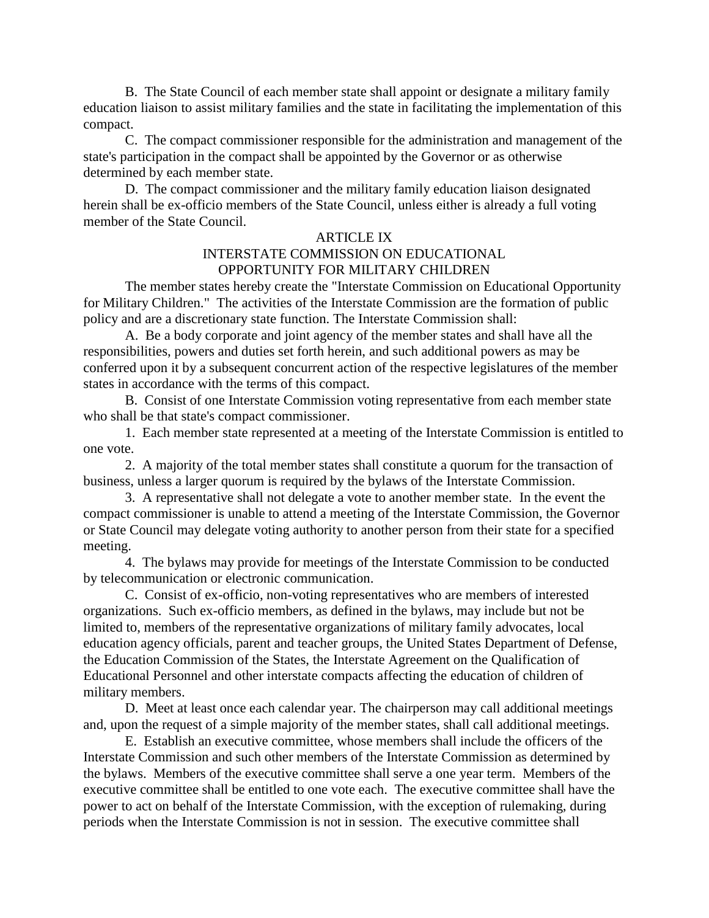B. The State Council of each member state shall appoint or designate a military family education liaison to assist military families and the state in facilitating the implementation of this compact.

C. The compact commissioner responsible for the administration and management of the state's participation in the compact shall be appointed by the Governor or as otherwise determined by each member state.

D. The compact commissioner and the military family education liaison designated herein shall be ex-officio members of the State Council, unless either is already a full voting member of the State Council.

## ARTICLE IX
## INTERSTATE COMMISSION ON EDUCATIONAL OPPORTUNITY FOR MILITARY CHILDREN

The member states hereby create the "Interstate Commission on Educational Opportunity for Military Children." The activities of the Interstate Commission are the formation of public policy and are a discretionary state function. The Interstate Commission shall:

A. Be a body corporate and joint agency of the member states and shall have all the responsibilities, powers and duties set forth herein, and such additional powers as may be conferred upon it by a subsequent concurrent action of the respective legislatures of the member states in accordance with the terms of this compact.

B. Consist of one Interstate Commission voting representative from each member state who shall be that state's compact commissioner.

1. Each member state represented at a meeting of the Interstate Commission is entitled to one vote.

2. A majority of the total member states shall constitute a quorum for the transaction of business, unless a larger quorum is required by the bylaws of the Interstate Commission.

3. A representative shall not delegate a vote to another member state. In the event the compact commissioner is unable to attend a meeting of the Interstate Commission, the Governor or State Council may delegate voting authority to another person from their state for a specified meeting.

4. The bylaws may provide for meetings of the Interstate Commission to be conducted by telecommunication or electronic communication.

C. Consist of ex-officio, non-voting representatives who are members of interested organizations. Such ex-officio members, as defined in the bylaws, may include but not be limited to, members of the representative organizations of military family advocates, local education agency officials, parent and teacher groups, the United States Department of Defense, the Education Commission of the States, the Interstate Agreement on the Qualification of Educational Personnel and other interstate compacts affecting the education of children of military members.

D. Meet at least once each calendar year. The chairperson may call additional meetings and, upon the request of a simple majority of the member states, shall call additional meetings.

E. Establish an executive committee, whose members shall include the officers of the Interstate Commission and such other members of the Interstate Commission as determined by the bylaws. Members of the executive committee shall serve a one year term. Members of the executive committee shall be entitled to one vote each. The executive committee shall have the power to act on behalf of the Interstate Commission, with the exception of rulemaking, during periods when the Interstate Commission is not in session. The executive committee shall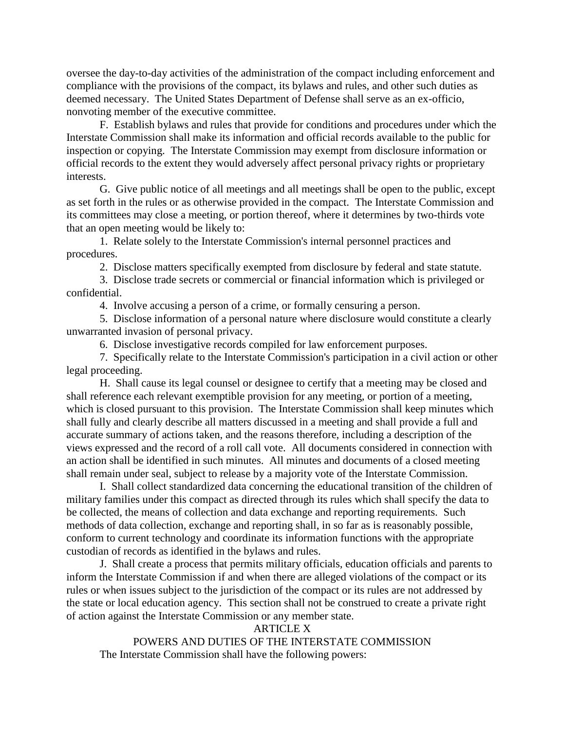oversee the day-to-day activities of the administration of the compact including enforcement and compliance with the provisions of the compact, its bylaws and rules, and other such duties as deemed necessary. The United States Department of Defense shall serve as an ex-officio, nonvoting member of the executive committee.

F. Establish bylaws and rules that provide for conditions and procedures under which the Interstate Commission shall make its information and official records available to the public for inspection or copying. The Interstate Commission may exempt from disclosure information or official records to the extent they would adversely affect personal privacy rights or proprietary interests.

G. Give public notice of all meetings and all meetings shall be open to the public, except as set forth in the rules or as otherwise provided in the compact. The Interstate Commission and its committees may close a meeting, or portion thereof, where it determines by two-thirds vote that an open meeting would be likely to:

1. Relate solely to the Interstate Commission's internal personnel practices and procedures.

2. Disclose matters specifically exempted from disclosure by federal and state statute.

3. Disclose trade secrets or commercial or financial information which is privileged or confidential.

4. Involve accusing a person of a crime, or formally censuring a person.

5. Disclose information of a personal nature where disclosure would constitute a clearly unwarranted invasion of personal privacy.

6. Disclose investigative records compiled for law enforcement purposes.

7. Specifically relate to the Interstate Commission's participation in a civil action or other legal proceeding.

H. Shall cause its legal counsel or designee to certify that a meeting may be closed and shall reference each relevant exemptible provision for any meeting, or portion of a meeting, which is closed pursuant to this provision. The Interstate Commission shall keep minutes which shall fully and clearly describe all matters discussed in a meeting and shall provide a full and accurate summary of actions taken, and the reasons therefore, including a description of the views expressed and the record of a roll call vote. All documents considered in connection with an action shall be identified in such minutes. All minutes and documents of a closed meeting shall remain under seal, subject to release by a majority vote of the Interstate Commission.

I. Shall collect standardized data concerning the educational transition of the children of military families under this compact as directed through its rules which shall specify the data to be collected, the means of collection and data exchange and reporting requirements. Such methods of data collection, exchange and reporting shall, in so far as is reasonably possible, conform to current technology and coordinate its information functions with the appropriate custodian of records as identified in the bylaws and rules.

J. Shall create a process that permits military officials, education officials and parents to inform the Interstate Commission if and when there are alleged violations of the compact or its rules or when issues subject to the jurisdiction of the compact or its rules are not addressed by the state or local education agency. This section shall not be construed to create a private right of action against the Interstate Commission or any member state.

## ARTICLE X

## POWERS AND DUTIES OF THE INTERSTATE COMMISSION

The Interstate Commission shall have the following powers: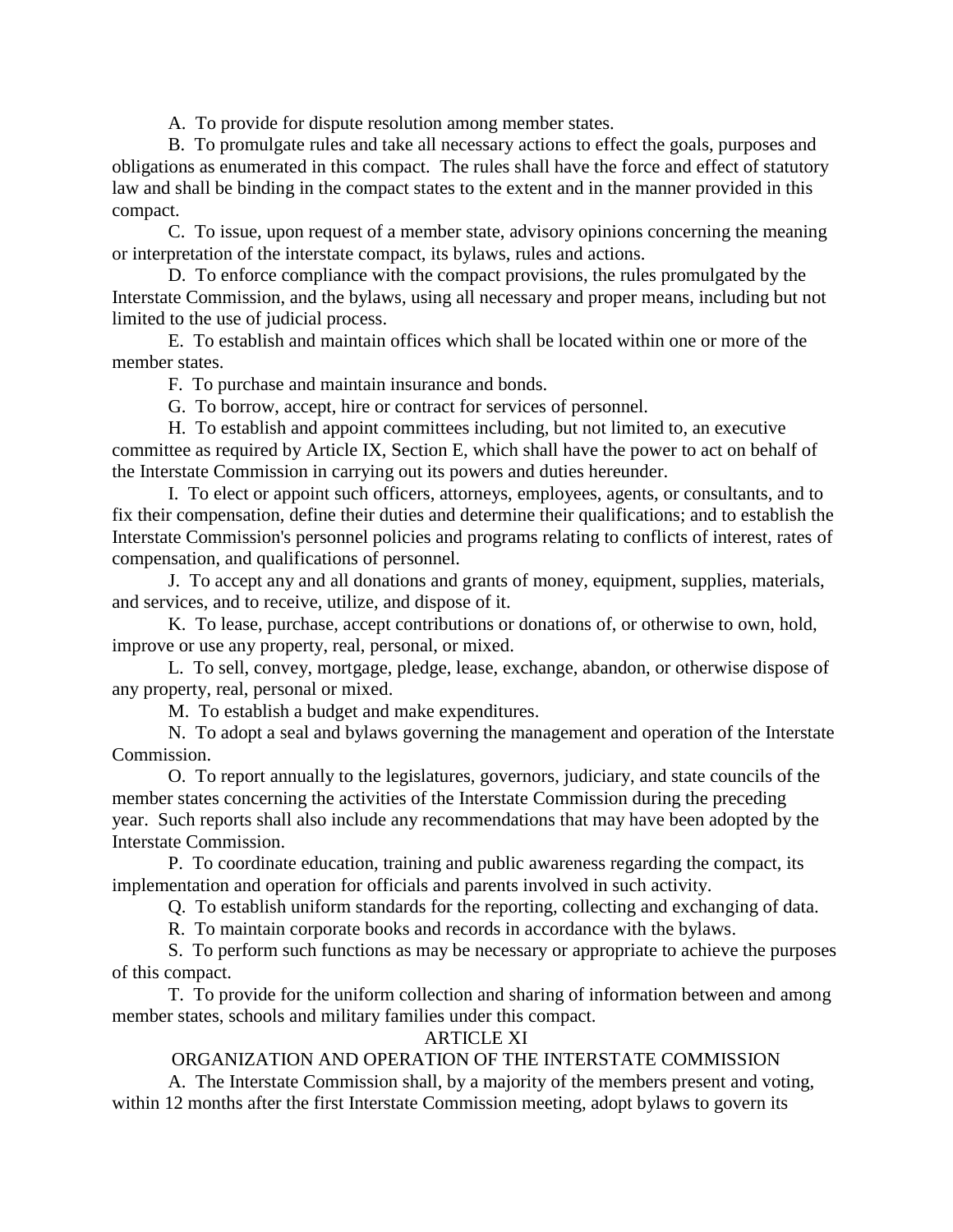A. To provide for dispute resolution among member states.

B. To promulgate rules and take all necessary actions to effect the goals, purposes and obligations as enumerated in this compact. The rules shall have the force and effect of statutory law and shall be binding in the compact states to the extent and in the manner provided in this compact.

C. To issue, upon request of a member state, advisory opinions concerning the meaning or interpretation of the interstate compact, its bylaws, rules and actions.

D. To enforce compliance with the compact provisions, the rules promulgated by the Interstate Commission, and the bylaws, using all necessary and proper means, including but not limited to the use of judicial process.

E. To establish and maintain offices which shall be located within one or more of the member states.

F. To purchase and maintain insurance and bonds.

G. To borrow, accept, hire or contract for services of personnel.

H. To establish and appoint committees including, but not limited to, an executive committee as required by Article IX, Section E, which shall have the power to act on behalf of the Interstate Commission in carrying out its powers and duties hereunder.

I. To elect or appoint such officers, attorneys, employees, agents, or consultants, and to fix their compensation, define their duties and determine their qualifications; and to establish the Interstate Commission's personnel policies and programs relating to conflicts of interest, rates of compensation, and qualifications of personnel.

J. To accept any and all donations and grants of money, equipment, supplies, materials, and services, and to receive, utilize, and dispose of it.

K. To lease, purchase, accept contributions or donations of, or otherwise to own, hold, improve or use any property, real, personal, or mixed.

L. To sell, convey, mortgage, pledge, lease, exchange, abandon, or otherwise dispose of any property, real, personal or mixed.

M. To establish a budget and make expenditures.

N. To adopt a seal and bylaws governing the management and operation of the Interstate Commission.

O. To report annually to the legislatures, governors, judiciary, and state councils of the member states concerning the activities of the Interstate Commission during the preceding year. Such reports shall also include any recommendations that may have been adopted by the Interstate Commission.

P. To coordinate education, training and public awareness regarding the compact, its implementation and operation for officials and parents involved in such activity.

Q. To establish uniform standards for the reporting, collecting and exchanging of data.

R. To maintain corporate books and records in accordance with the bylaws.

S. To perform such functions as may be necessary or appropriate to achieve the purposes of this compact.

T. To provide for the uniform collection and sharing of information between and among member states, schools and military families under this compact.

## ARTICLE XI

## ORGANIZATION AND OPERATION OF THE INTERSTATE COMMISSION

A. The Interstate Commission shall, by a majority of the members present and voting, within 12 months after the first Interstate Commission meeting, adopt bylaws to govern its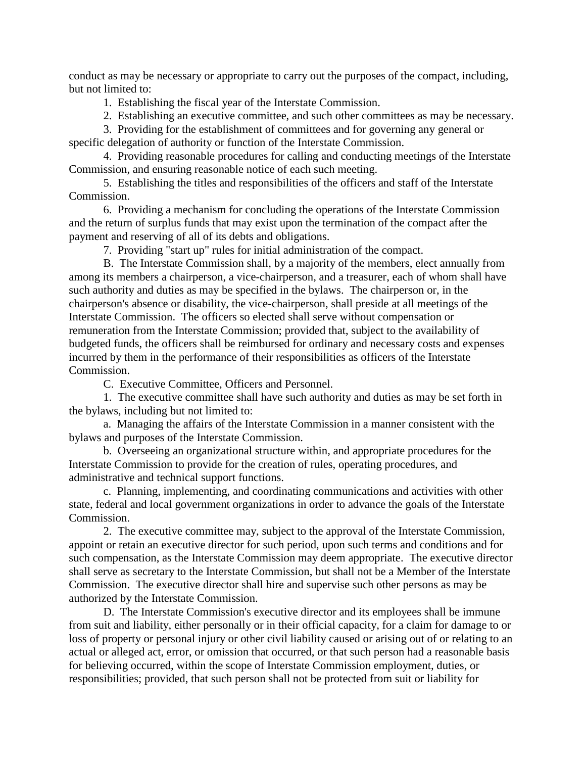conduct as may be necessary or appropriate to carry out the purposes of the compact, including, but not limited to:

1. Establishing the fiscal year of the Interstate Commission.

2. Establishing an executive committee, and such other committees as may be necessary.

3. Providing for the establishment of committees and for governing any general or specific delegation of authority or function of the Interstate Commission.

4. Providing reasonable procedures for calling and conducting meetings of the Interstate Commission, and ensuring reasonable notice of each such meeting.

5. Establishing the titles and responsibilities of the officers and staff of the Interstate Commission.

6. Providing a mechanism for concluding the operations of the Interstate Commission and the return of surplus funds that may exist upon the termination of the compact after the payment and reserving of all of its debts and obligations.

7. Providing "start up" rules for initial administration of the compact.

B. The Interstate Commission shall, by a majority of the members, elect annually from among its members a chairperson, a vice-chairperson, and a treasurer, each of whom shall have such authority and duties as may be specified in the bylaws. The chairperson or, in the chairperson's absence or disability, the vice-chairperson, shall preside at all meetings of the Interstate Commission. The officers so elected shall serve without compensation or remuneration from the Interstate Commission; provided that, subject to the availability of budgeted funds, the officers shall be reimbursed for ordinary and necessary costs and expenses incurred by them in the performance of their responsibilities as officers of the Interstate Commission.

C. Executive Committee, Officers and Personnel.

1. The executive committee shall have such authority and duties as may be set forth in the bylaws, including but not limited to:

a. Managing the affairs of the Interstate Commission in a manner consistent with the bylaws and purposes of the Interstate Commission.

b. Overseeing an organizational structure within, and appropriate procedures for the Interstate Commission to provide for the creation of rules, operating procedures, and administrative and technical support functions.

c. Planning, implementing, and coordinating communications and activities with other state, federal and local government organizations in order to advance the goals of the Interstate Commission.

2. The executive committee may, subject to the approval of the Interstate Commission, appoint or retain an executive director for such period, upon such terms and conditions and for such compensation, as the Interstate Commission may deem appropriate. The executive director shall serve as secretary to the Interstate Commission, but shall not be a Member of the Interstate Commission. The executive director shall hire and supervise such other persons as may be authorized by the Interstate Commission.

D. The Interstate Commission's executive director and its employees shall be immune from suit and liability, either personally or in their official capacity, for a claim for damage to or loss of property or personal injury or other civil liability caused or arising out of or relating to an actual or alleged act, error, or omission that occurred, or that such person had a reasonable basis for believing occurred, within the scope of Interstate Commission employment, duties, or responsibilities; provided, that such person shall not be protected from suit or liability for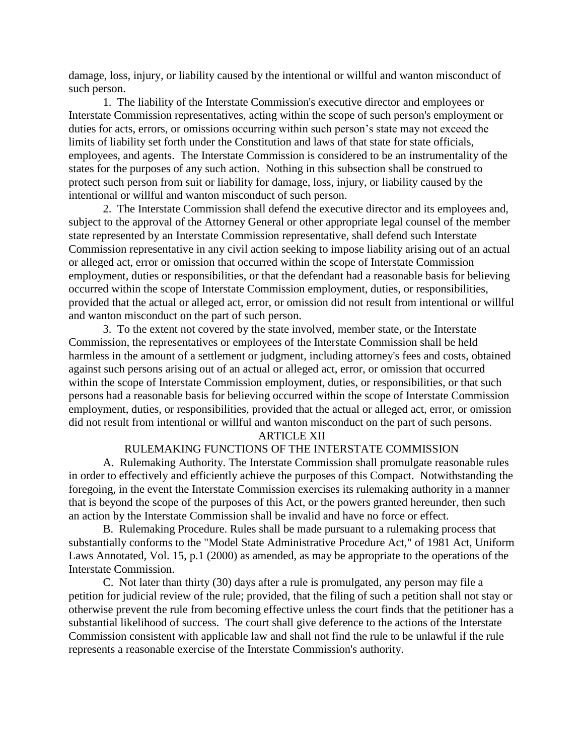damage, loss, injury, or liability caused by the intentional or willful and wanton misconduct of such person.

1. The liability of the Interstate Commission's executive director and employees or Interstate Commission representatives, acting within the scope of such person's employment or duties for acts, errors, or omissions occurring within such person's state may not exceed the limits of liability set forth under the Constitution and laws of that state for state officials, employees, and agents. The Interstate Commission is considered to be an instrumentality of the states for the purposes of any such action. Nothing in this subsection shall be construed to protect such person from suit or liability for damage, loss, injury, or liability caused by the intentional or willful and wanton misconduct of such person.

2. The Interstate Commission shall defend the executive director and its employees and, subject to the approval of the Attorney General or other appropriate legal counsel of the member state represented by an Interstate Commission representative, shall defend such Interstate Commission representative in any civil action seeking to impose liability arising out of an actual or alleged act, error or omission that occurred within the scope of Interstate Commission employment, duties or responsibilities, or that the defendant had a reasonable basis for believing occurred within the scope of Interstate Commission employment, duties, or responsibilities, provided that the actual or alleged act, error, or omission did not result from intentional or willful and wanton misconduct on the part of such person.

3. To the extent not covered by the state involved, member state, or the Interstate Commission, the representatives or employees of the Interstate Commission shall be held harmless in the amount of a settlement or judgment, including attorney's fees and costs, obtained against such persons arising out of an actual or alleged act, error, or omission that occurred within the scope of Interstate Commission employment, duties, or responsibilities, or that such persons had a reasonable basis for believing occurred within the scope of Interstate Commission employment, duties, or responsibilities, provided that the actual or alleged act, error, or omission did not result from intentional or willful and wanton misconduct on the part of such persons.

## ARTICLE XII

## RULEMAKING FUNCTIONS OF THE INTERSTATE COMMISSION

A. Rulemaking Authority. The Interstate Commission shall promulgate reasonable rules in order to effectively and efficiently achieve the purposes of this Compact. Notwithstanding the foregoing, in the event the Interstate Commission exercises its rulemaking authority in a manner that is beyond the scope of the purposes of this Act, or the powers granted hereunder, then such an action by the Interstate Commission shall be invalid and have no force or effect.

B. Rulemaking Procedure. Rules shall be made pursuant to a rulemaking process that substantially conforms to the "Model State Administrative Procedure Act," of 1981 Act, Uniform Laws Annotated, Vol. 15, p.1 (2000) as amended, as may be appropriate to the operations of the Interstate Commission.

C. Not later than thirty (30) days after a rule is promulgated, any person may file a petition for judicial review of the rule; provided, that the filing of such a petition shall not stay or otherwise prevent the rule from becoming effective unless the court finds that the petitioner has a substantial likelihood of success. The court shall give deference to the actions of the Interstate Commission consistent with applicable law and shall not find the rule to be unlawful if the rule represents a reasonable exercise of the Interstate Commission's authority.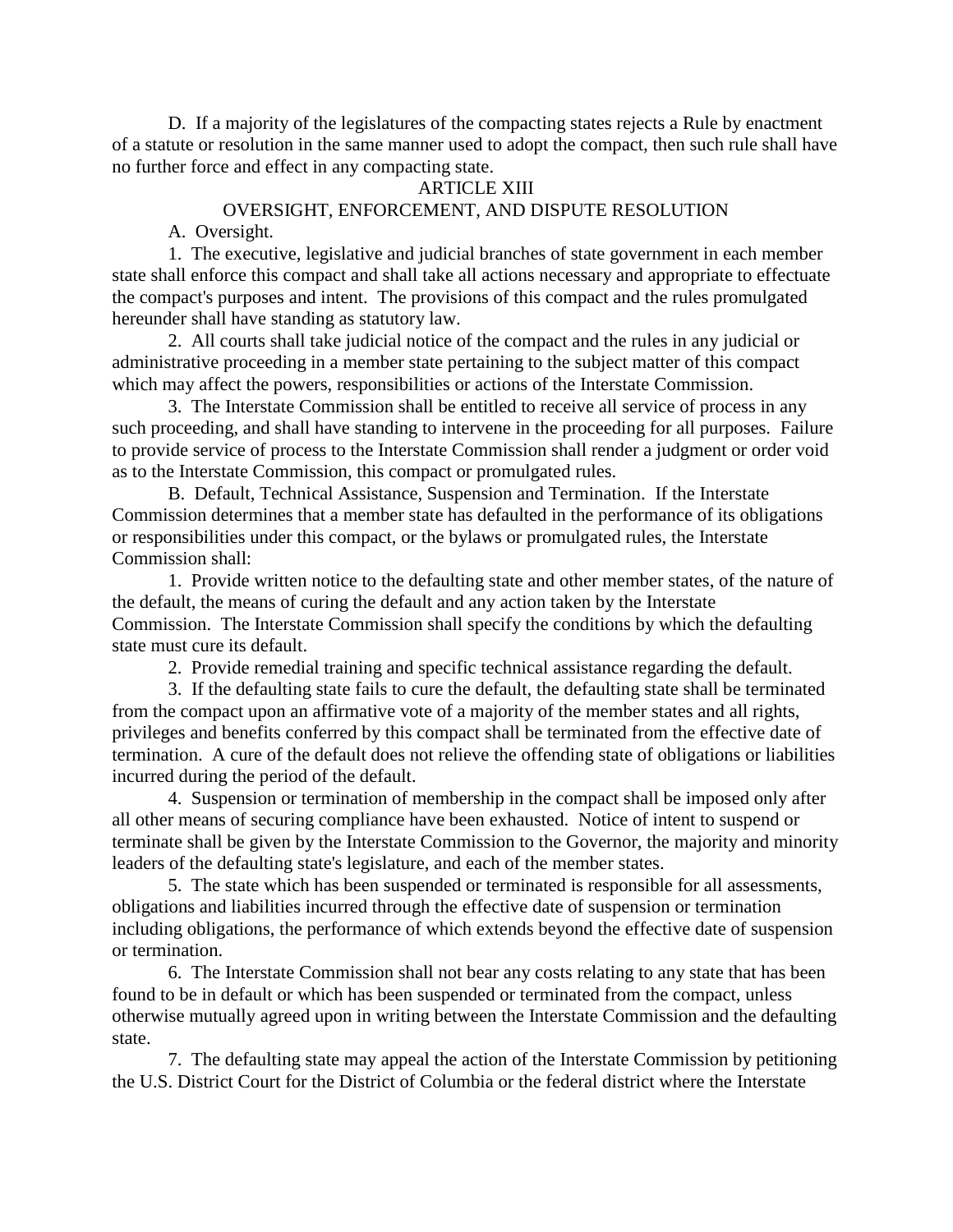D. If a majority of the legislatures of the compacting states rejects a Rule by enactment of a statute or resolution in the same manner used to adopt the compact, then such rule shall have no further force and effect in any compacting state.

## ARTICLE XIII

## OVERSIGHT, ENFORCEMENT, AND DISPUTE RESOLUTION

A. Oversight.

1. The executive, legislative and judicial branches of state government in each member state shall enforce this compact and shall take all actions necessary and appropriate to effectuate the compact's purposes and intent. The provisions of this compact and the rules promulgated hereunder shall have standing as statutory law.

2. All courts shall take judicial notice of the compact and the rules in any judicial or administrative proceeding in a member state pertaining to the subject matter of this compact which may affect the powers, responsibilities or actions of the Interstate Commission.

3. The Interstate Commission shall be entitled to receive all service of process in any such proceeding, and shall have standing to intervene in the proceeding for all purposes. Failure to provide service of process to the Interstate Commission shall render a judgment or order void as to the Interstate Commission, this compact or promulgated rules.

B. Default, Technical Assistance, Suspension and Termination. If the Interstate Commission determines that a member state has defaulted in the performance of its obligations or responsibilities under this compact, or the bylaws or promulgated rules, the Interstate Commission shall:

1. Provide written notice to the defaulting state and other member states, of the nature of the default, the means of curing the default and any action taken by the Interstate Commission. The Interstate Commission shall specify the conditions by which the defaulting state must cure its default.

2. Provide remedial training and specific technical assistance regarding the default.

3. If the defaulting state fails to cure the default, the defaulting state shall be terminated from the compact upon an affirmative vote of a majority of the member states and all rights, privileges and benefits conferred by this compact shall be terminated from the effective date of termination. A cure of the default does not relieve the offending state of obligations or liabilities incurred during the period of the default.

4. Suspension or termination of membership in the compact shall be imposed only after all other means of securing compliance have been exhausted. Notice of intent to suspend or terminate shall be given by the Interstate Commission to the Governor, the majority and minority leaders of the defaulting state's legislature, and each of the member states.

5. The state which has been suspended or terminated is responsible for all assessments, obligations and liabilities incurred through the effective date of suspension or termination including obligations, the performance of which extends beyond the effective date of suspension or termination.

6. The Interstate Commission shall not bear any costs relating to any state that has been found to be in default or which has been suspended or terminated from the compact, unless otherwise mutually agreed upon in writing between the Interstate Commission and the defaulting state.

7. The defaulting state may appeal the action of the Interstate Commission by petitioning the U.S. District Court for the District of Columbia or the federal district where the Interstate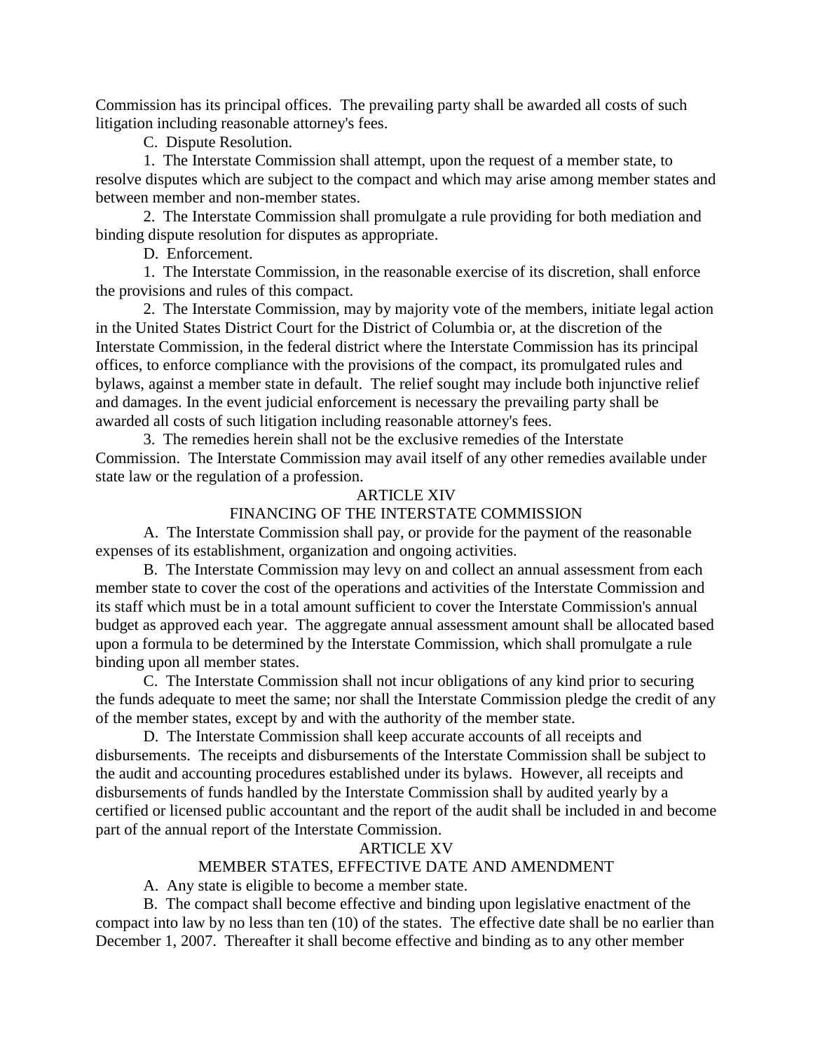Commission has its principal offices. The prevailing party shall be awarded all costs of such litigation including reasonable attorney's fees.

C. Dispute Resolution.

1. The Interstate Commission shall attempt, upon the request of a member state, to resolve disputes which are subject to the compact and which may arise among member states and between member and non-member states.

2. The Interstate Commission shall promulgate a rule providing for both mediation and binding dispute resolution for disputes as appropriate.

D. Enforcement.

1. The Interstate Commission, in the reasonable exercise of its discretion, shall enforce the provisions and rules of this compact.

2. The Interstate Commission, may by majority vote of the members, initiate legal action in the United States District Court for the District of Columbia or, at the discretion of the Interstate Commission, in the federal district where the Interstate Commission has its principal offices, to enforce compliance with the provisions of the compact, its promulgated rules and bylaws, against a member state in default. The relief sought may include both injunctive relief and damages. In the event judicial enforcement is necessary the prevailing party shall be awarded all costs of such litigation including reasonable attorney's fees.

3. The remedies herein shall not be the exclusive remedies of the Interstate Commission. The Interstate Commission may avail itself of any other remedies available under state law or the regulation of a profession.

ARTICLE XIV

FINANCING OF THE INTERSTATE COMMISSION

A. The Interstate Commission shall pay, or provide for the payment of the reasonable expenses of its establishment, organization and ongoing activities.

B. The Interstate Commission may levy on and collect an annual assessment from each member state to cover the cost of the operations and activities of the Interstate Commission and its staff which must be in a total amount sufficient to cover the Interstate Commission's annual budget as approved each year. The aggregate annual assessment amount shall be allocated based upon a formula to be determined by the Interstate Commission, which shall promulgate a rule binding upon all member states.

C. The Interstate Commission shall not incur obligations of any kind prior to securing the funds adequate to meet the same; nor shall the Interstate Commission pledge the credit of any of the member states, except by and with the authority of the member state.

D. The Interstate Commission shall keep accurate accounts of all receipts and disbursements. The receipts and disbursements of the Interstate Commission shall be subject to the audit and accounting procedures established under its bylaws. However, all receipts and disbursements of funds handled by the Interstate Commission shall by audited yearly by a certified or licensed public accountant and the report of the audit shall be included in and become part of the annual report of the Interstate Commission.

ARTICLE XV

MEMBER STATES, EFFECTIVE DATE AND AMENDMENT

A. Any state is eligible to become a member state.

B. The compact shall become effective and binding upon legislative enactment of the compact into law by no less than ten (10) of the states. The effective date shall be no earlier than December 1, 2007. Thereafter it shall become effective and binding as to any other member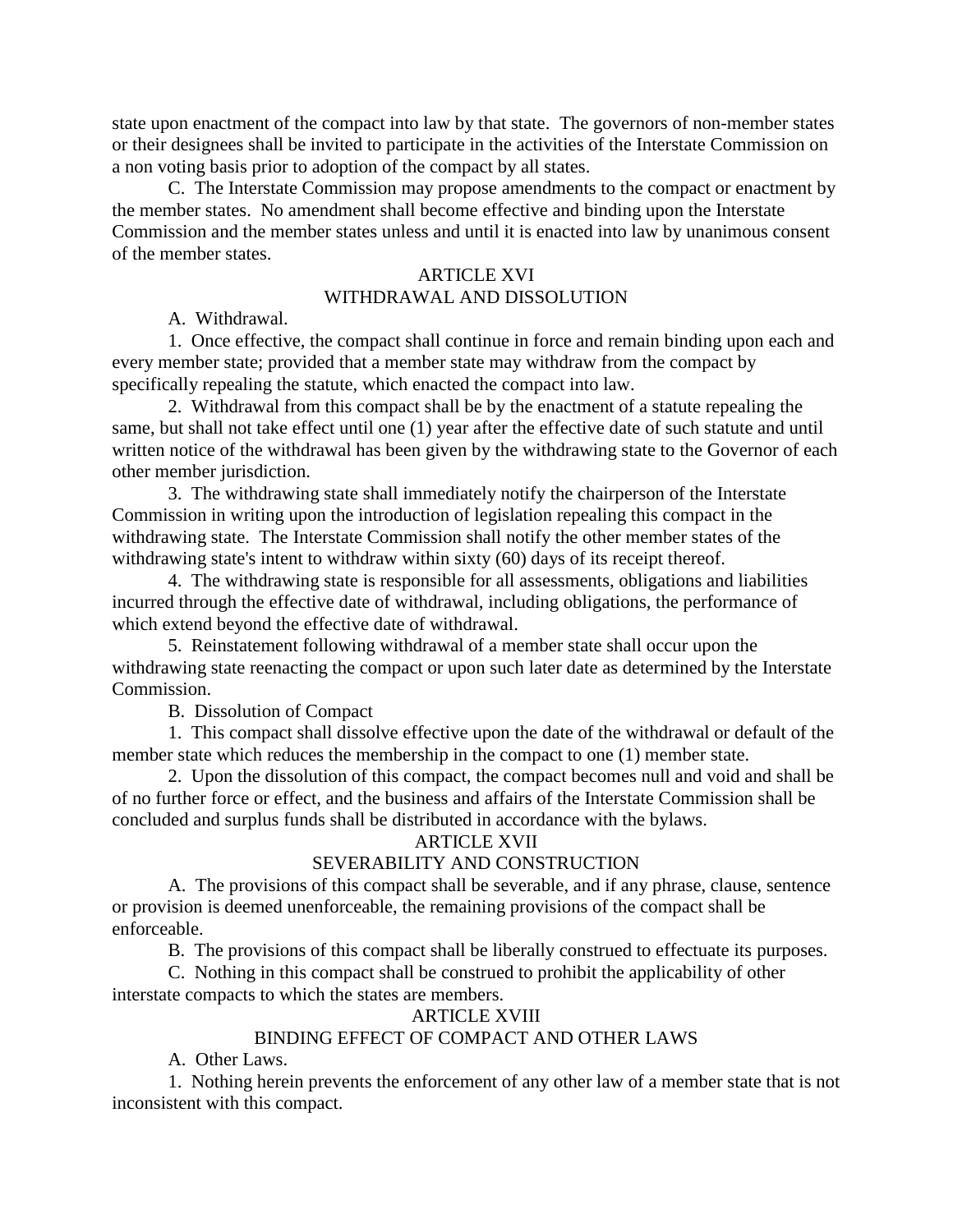state upon enactment of the compact into law by that state. The governors of non-member states or their designees shall be invited to participate in the activities of the Interstate Commission on a non voting basis prior to adoption of the compact by all states.

C. The Interstate Commission may propose amendments to the compact or enactment by the member states. No amendment shall become effective and binding upon the Interstate Commission and the member states unless and until it is enacted into law by unanimous consent of the member states.

## ARTICLE XVI
## WITHDRAWAL AND DISSOLUTION

A. Withdrawal.

1. Once effective, the compact shall continue in force and remain binding upon each and every member state; provided that a member state may withdraw from the compact by specifically repealing the statute, which enacted the compact into law.

2. Withdrawal from this compact shall be by the enactment of a statute repealing the same, but shall not take effect until one (1) year after the effective date of such statute and until written notice of the withdrawal has been given by the withdrawing state to the Governor of each other member jurisdiction.

3. The withdrawing state shall immediately notify the chairperson of the Interstate Commission in writing upon the introduction of legislation repealing this compact in the withdrawing state. The Interstate Commission shall notify the other member states of the withdrawing state's intent to withdraw within sixty (60) days of its receipt thereof.

4. The withdrawing state is responsible for all assessments, obligations and liabilities incurred through the effective date of withdrawal, including obligations, the performance of which extend beyond the effective date of withdrawal.

5. Reinstatement following withdrawal of a member state shall occur upon the withdrawing state reenacting the compact or upon such later date as determined by the Interstate Commission.

B. Dissolution of Compact

1. This compact shall dissolve effective upon the date of the withdrawal or default of the member state which reduces the membership in the compact to one (1) member state.

2. Upon the dissolution of this compact, the compact becomes null and void and shall be of no further force or effect, and the business and affairs of the Interstate Commission shall be concluded and surplus funds shall be distributed in accordance with the bylaws.

## ARTICLE XVII
## SEVERABILITY AND CONSTRUCTION

A. The provisions of this compact shall be severable, and if any phrase, clause, sentence or provision is deemed unenforceable, the remaining provisions of the compact shall be enforceable.

B. The provisions of this compact shall be liberally construed to effectuate its purposes.

C. Nothing in this compact shall be construed to prohibit the applicability of other interstate compacts to which the states are members.

## ARTICLE XVIII
## BINDING EFFECT OF COMPACT AND OTHER LAWS

A. Other Laws.

1. Nothing herein prevents the enforcement of any other law of a member state that is not inconsistent with this compact.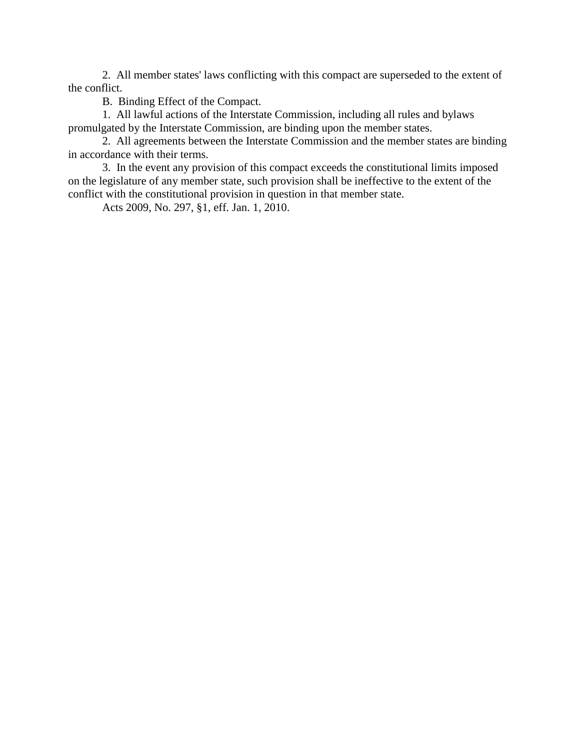2. All member states' laws conflicting with this compact are superseded to the extent of the conflict.

B. Binding Effect of the Compact.

1. All lawful actions of the Interstate Commission, including all rules and bylaws promulgated by the Interstate Commission, are binding upon the member states.

2. All agreements between the Interstate Commission and the member states are binding in accordance with their terms.

3. In the event any provision of this compact exceeds the constitutional limits imposed on the legislature of any member state, such provision shall be ineffective to the extent of the conflict with the constitutional provision in question in that member state.

Acts 2009, No. 297, §1, eff. Jan. 1, 2010.